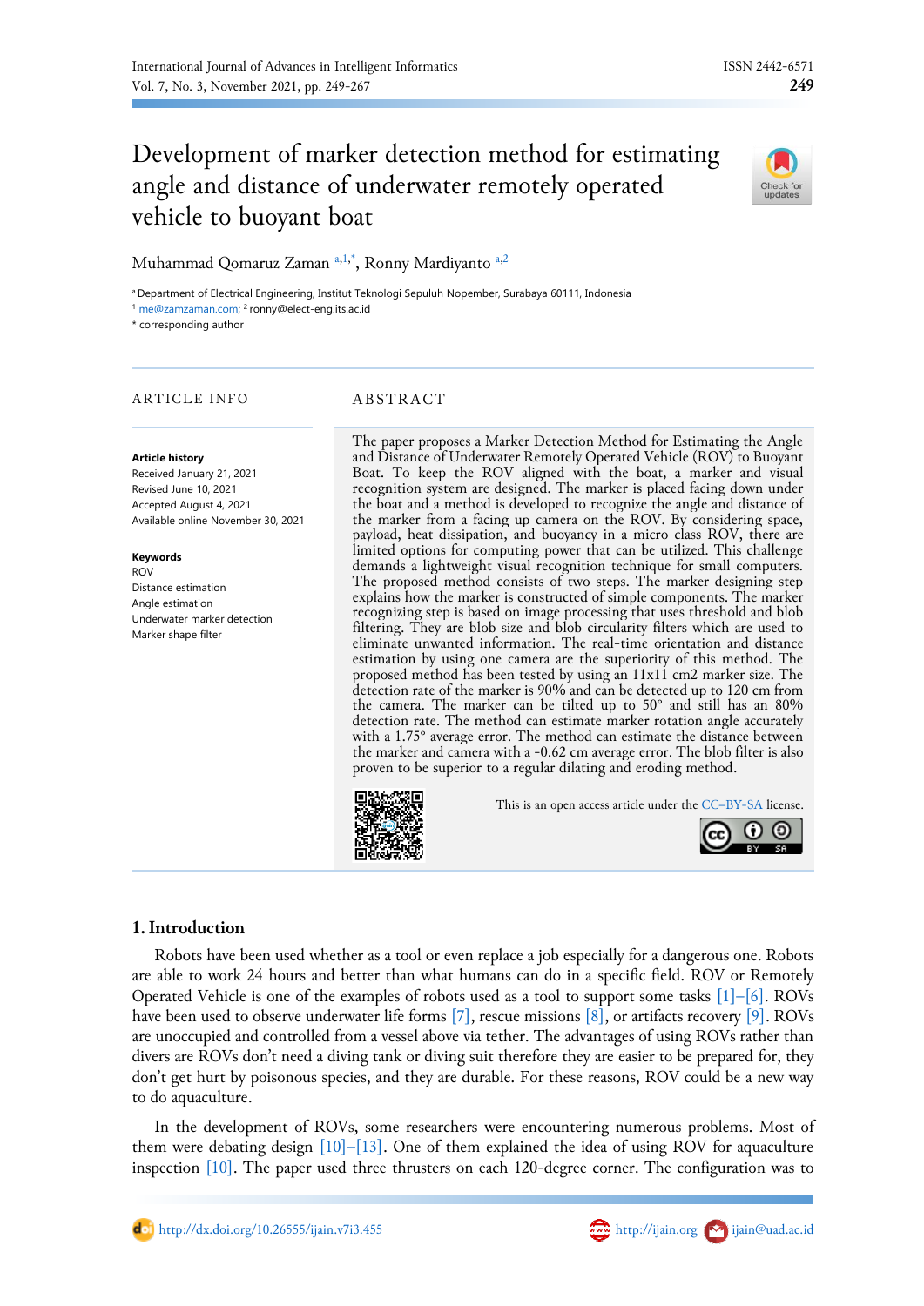# Development of marker detection method for estimating angle and distance of underwater remotely operated vehicle to buoyant boat

Muhammad Qomaruz Zaman [a,1,*], Ronny Mardiyanto [a,2]

[a] Department of Electrical Engineering, Institut Teknologi Sepuluh Nopember, Surabaya 60111, Indonesia
[1] me@zamzaman.com; [2] ronny@elect-eng.its.ac.id
* corresponding author

## ARTICLE INFO

**Article history**
Received January 21, 2021
Revised June 10, 2021
Accepted August 4, 2021
Available online November 30, 2021

**Keywords**
ROV
Distance estimation
Angle estimation
Underwater marker detection
Marker shape filter

## ABSTRACT

The paper proposes a Marker Detection Method for Estimating the Angle and Distance of Underwater Remotely Operated Vehicle (ROV) to Buoyant Boat. To keep the ROV aligned with the boat, a marker and visual recognition system are designed. The marker is placed facing down under the boat and a method is developed to recognize the angle and distance of the marker from a facing up camera on the ROV. By considering space, payload, heat dissipation, and buoyancy in a micro class ROV, there are limited options for computing power that can be utilized. This challenge demands a lightweight visual recognition technique for small computers. The proposed method consists of two steps. The marker designing step explains how the marker is constructed of simple components. The marker recognizing step is based on image processing that uses threshold and blob filtering. They are blob size and blob circularity filters which are used to eliminate unwanted information. The real-time orientation and distance estimation by using one camera are the superiority of this method. The proposed method has been tested by using an 11x11 cm2 marker size. The detection rate of the marker is 90% and can be detected up to 120 cm from the camera. The marker can be tilted up to 50° and still has an 80% detection rate. The method can estimate marker rotation angle accurately with a 1.75° average error. The method can estimate the distance between the marker and camera with a -0.62 cm average error. The blob filter is also proven to be superior to a regular dilating and eroding method.

This is an open access article under the CC–BY-SA license.

## 1. Introduction

Robots have been used whether as a tool or even replace a job especially for a dangerous one. Robots are able to work 24 hours and better than what humans can do in a specific field. ROV or Remotely Operated Vehicle is one of the examples of robots used as a tool to support some tasks [1]–[6]. ROVs have been used to observe underwater life forms [7], rescue missions [8], or artifacts recovery [9]. ROVs are unoccupied and controlled from a vessel above via tether. The advantages of using ROVs rather than divers are ROVs don't need a diving tank or diving suit therefore they are easier to be prepared for, they don't get hurt by poisonous species, and they are durable. For these reasons, ROV could be a new way to do aquaculture.

In the development of ROVs, some researchers were encountering numerous problems. Most of them were debating design [10]–[13]. One of them explained the idea of using ROV for aquaculture inspection [10]. The paper used three thrusters on each 120-degree corner. The configuration was to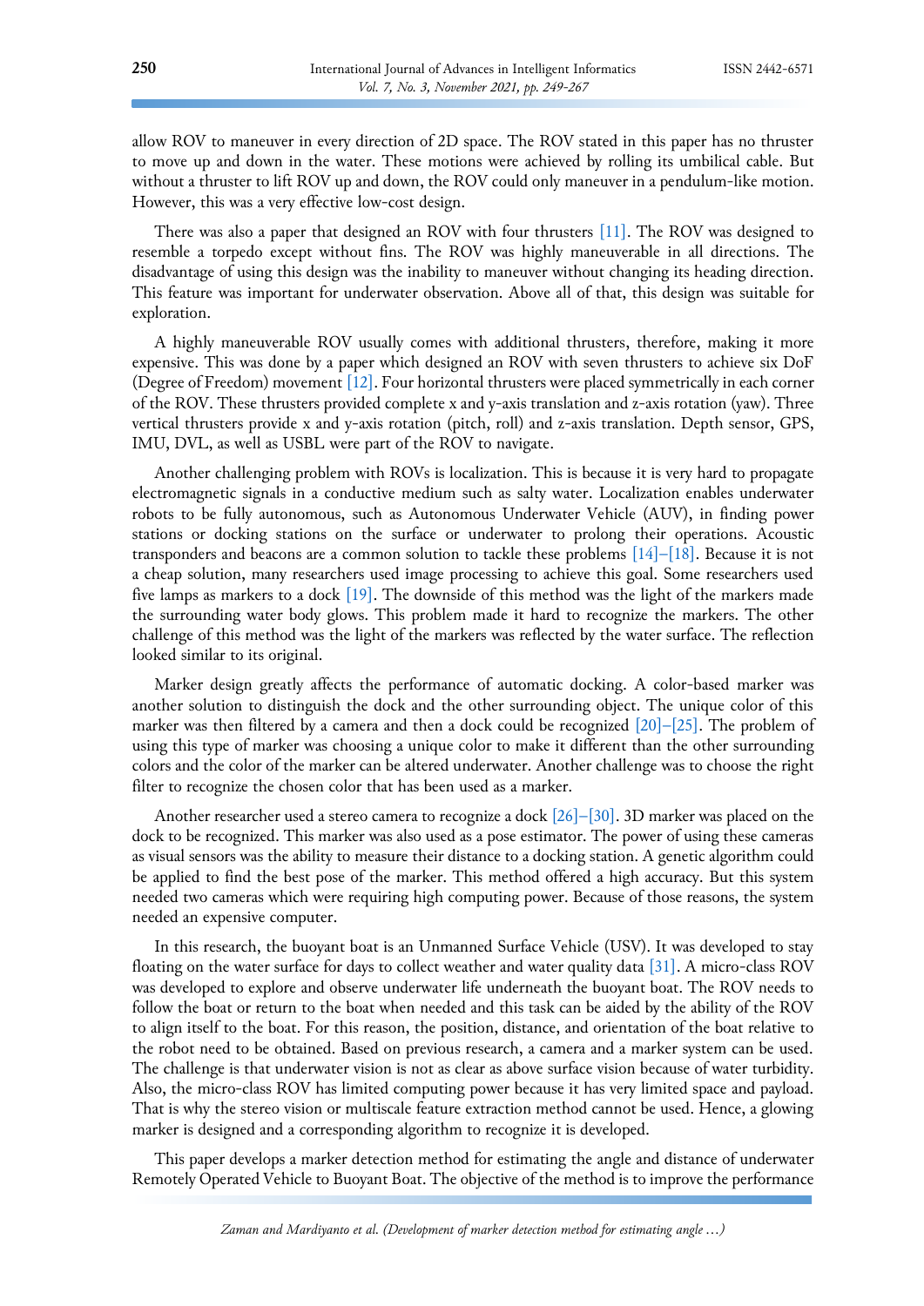allow ROV to maneuver in every direction of 2D space. The ROV stated in this paper has no thruster to move up and down in the water. These motions were achieved by rolling its umbilical cable. But without a thruster to lift ROV up and down, the ROV could only maneuver in a pendulum-like motion. However, this was a very effective low-cost design.

There was also a paper that designed an ROV with four thrusters [11]. The ROV was designed to resemble a torpedo except without fins. The ROV was highly maneuverable in all directions. The disadvantage of using this design was the inability to maneuver without changing its heading direction. This feature was important for underwater observation. Above all of that, this design was suitable for exploration.

A highly maneuverable ROV usually comes with additional thrusters, therefore, making it more expensive. This was done by a paper which designed an ROV with seven thrusters to achieve six DoF (Degree of Freedom) movement [12]. Four horizontal thrusters were placed symmetrically in each corner of the ROV. These thrusters provided complete x and y-axis translation and z-axis rotation (yaw). Three vertical thrusters provide x and y-axis rotation (pitch, roll) and z-axis translation. Depth sensor, GPS, IMU, DVL, as well as USBL were part of the ROV to navigate.

Another challenging problem with ROVs is localization. This is because it is very hard to propagate electromagnetic signals in a conductive medium such as salty water. Localization enables underwater robots to be fully autonomous, such as Autonomous Underwater Vehicle (AUV), in finding power stations or docking stations on the surface or underwater to prolong their operations. Acoustic transponders and beacons are a common solution to tackle these problems [14]–[18]. Because it is not a cheap solution, many researchers used image processing to achieve this goal. Some researchers used five lamps as markers to a dock [19]. The downside of this method was the light of the markers made the surrounding water body glows. This problem made it hard to recognize the markers. The other challenge of this method was the light of the markers was reflected by the water surface. The reflection looked similar to its original.

Marker design greatly affects the performance of automatic docking. A color-based marker was another solution to distinguish the dock and the other surrounding object. The unique color of this marker was then filtered by a camera and then a dock could be recognized [20]–[25]. The problem of using this type of marker was choosing a unique color to make it different than the other surrounding colors and the color of the marker can be altered underwater. Another challenge was to choose the right filter to recognize the chosen color that has been used as a marker.

Another researcher used a stereo camera to recognize a dock [26]–[30]. 3D marker was placed on the dock to be recognized. This marker was also used as a pose estimator. The power of using these cameras as visual sensors was the ability to measure their distance to a docking station. A genetic algorithm could be applied to find the best pose of the marker. This method offered a high accuracy. But this system needed two cameras which were requiring high computing power. Because of those reasons, the system needed an expensive computer.

In this research, the buoyant boat is an Unmanned Surface Vehicle (USV). It was developed to stay floating on the water surface for days to collect weather and water quality data [31]. A micro-class ROV was developed to explore and observe underwater life underneath the buoyant boat. The ROV needs to follow the boat or return to the boat when needed and this task can be aided by the ability of the ROV to align itself to the boat. For this reason, the position, distance, and orientation of the boat relative to the robot need to be obtained. Based on previous research, a camera and a marker system can be used. The challenge is that underwater vision is not as clear as above surface vision because of water turbidity. Also, the micro-class ROV has limited computing power because it has very limited space and payload. That is why the stereo vision or multiscale feature extraction method cannot be used. Hence, a glowing marker is designed and a corresponding algorithm to recognize it is developed.

This paper develops a marker detection method for estimating the angle and distance of underwater Remotely Operated Vehicle to Buoyant Boat. The objective of the method is to improve the performance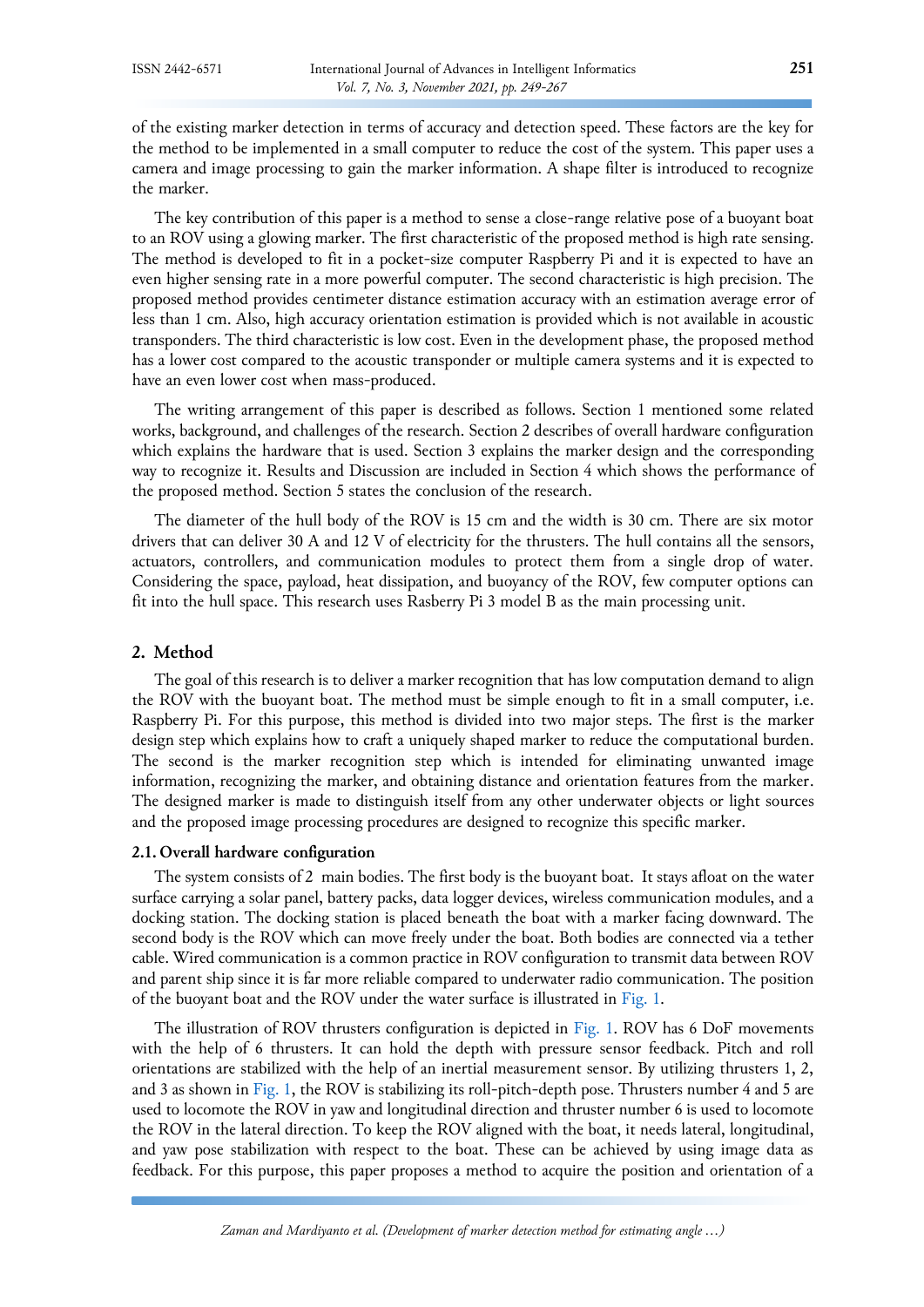of the existing marker detection in terms of accuracy and detection speed. These factors are the key for the method to be implemented in a small computer to reduce the cost of the system. This paper uses a camera and image processing to gain the marker information. A shape filter is introduced to recognize the marker.

The key contribution of this paper is a method to sense a close-range relative pose of a buoyant boat to an ROV using a glowing marker. The first characteristic of the proposed method is high rate sensing. The method is developed to fit in a pocket-size computer Raspberry Pi and it is expected to have an even higher sensing rate in a more powerful computer. The second characteristic is high precision. The proposed method provides centimeter distance estimation accuracy with an estimation average error of less than 1 cm. Also, high accuracy orientation estimation is provided which is not available in acoustic transponders. The third characteristic is low cost. Even in the development phase, the proposed method has a lower cost compared to the acoustic transponder or multiple camera systems and it is expected to have an even lower cost when mass-produced.

The writing arrangement of this paper is described as follows. Section 1 mentioned some related works, background, and challenges of the research. Section 2 describes of overall hardware configuration which explains the hardware that is used. Section 3 explains the marker design and the corresponding way to recognize it. Results and Discussion are included in Section 4 which shows the performance of the proposed method. Section 5 states the conclusion of the research.

The diameter of the hull body of the ROV is 15 cm and the width is 30 cm. There are six motor drivers that can deliver 30 A and 12 V of electricity for the thrusters. The hull contains all the sensors, actuators, controllers, and communication modules to protect them from a single drop of water. Considering the space, payload, heat dissipation, and buoyancy of the ROV, few computer options can fit into the hull space. This research uses Rasberry Pi 3 model B as the main processing unit.

## 2. Method

The goal of this research is to deliver a marker recognition that has low computation demand to align the ROV with the buoyant boat. The method must be simple enough to fit in a small computer, i.e. Raspberry Pi. For this purpose, this method is divided into two major steps. The first is the marker design step which explains how to craft a uniquely shaped marker to reduce the computational burden. The second is the marker recognition step which is intended for eliminating unwanted image information, recognizing the marker, and obtaining distance and orientation features from the marker. The designed marker is made to distinguish itself from any other underwater objects or light sources and the proposed image processing procedures are designed to recognize this specific marker.

### 2.1. Overall hardware configuration

The system consists of 2 main bodies. The first body is the buoyant boat. It stays afloat on the water surface carrying a solar panel, battery packs, data logger devices, wireless communication modules, and a docking station. The docking station is placed beneath the boat with a marker facing downward. The second body is the ROV which can move freely under the boat. Both bodies are connected via a tether cable. Wired communication is a common practice in ROV configuration to transmit data between ROV and parent ship since it is far more reliable compared to underwater radio communication. The position of the buoyant boat and the ROV under the water surface is illustrated in Fig. 1.

The illustration of ROV thrusters configuration is depicted in Fig. 1. ROV has 6 DoF movements with the help of 6 thrusters. It can hold the depth with pressure sensor feedback. Pitch and roll orientations are stabilized with the help of an inertial measurement sensor. By utilizing thrusters 1, 2, and 3 as shown in Fig. 1, the ROV is stabilizing its roll-pitch-depth pose. Thrusters number 4 and 5 are used to locomote the ROV in yaw and longitudinal direction and thruster number 6 is used to locomote the ROV in the lateral direction. To keep the ROV aligned with the boat, it needs lateral, longitudinal, and yaw pose stabilization with respect to the boat. These can be achieved by using image data as feedback. For this purpose, this paper proposes a method to acquire the position and orientation of a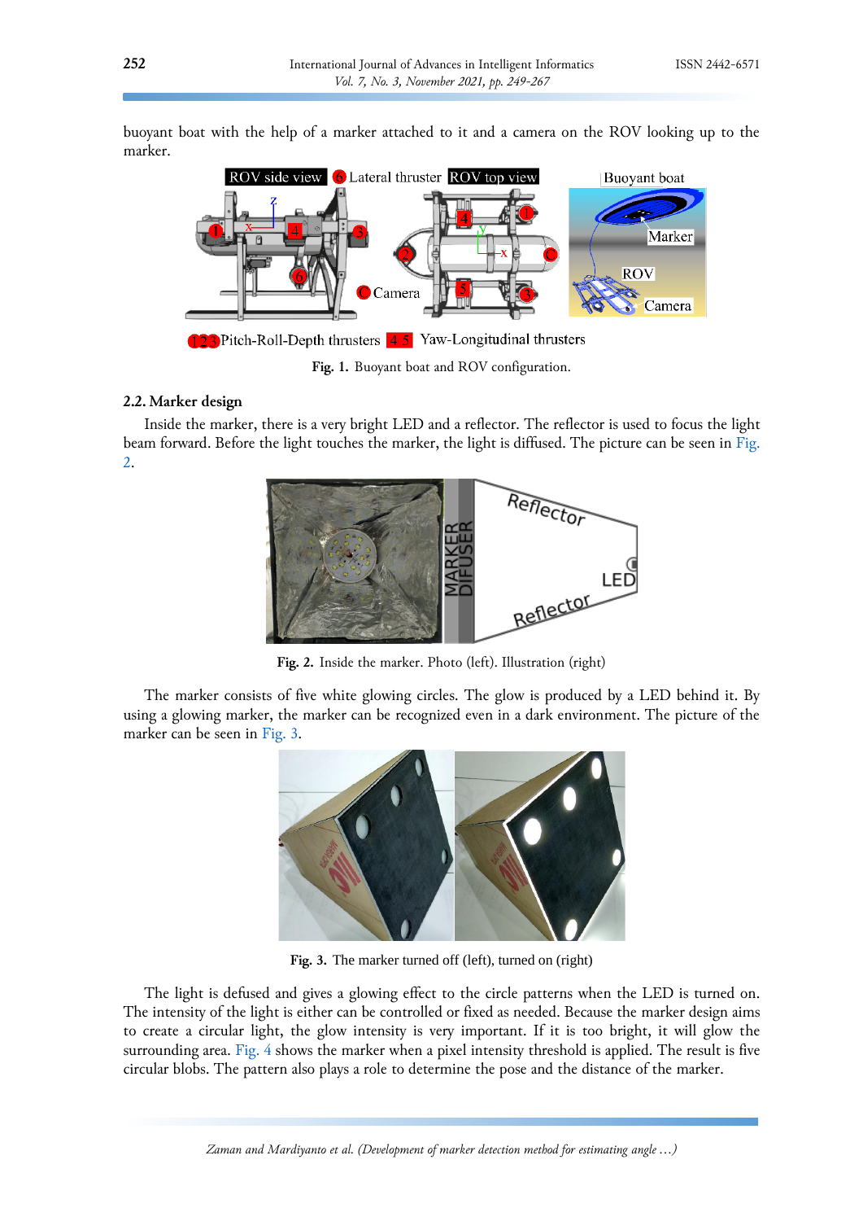buoyant boat with the help of a marker attached to it and a camera on the ROV looking up to the marker.

Fig. 1. Buoyant boat and ROV configuration.

### 2.2. Marker design

Inside the marker, there is a very bright LED and a reflector. The reflector is used to focus the light beam forward. Before the light touches the marker, the light is diffused. The picture can be seen in Fig. 2.

Fig. 2. Inside the marker. Photo (left). Illustration (right)

The marker consists of five white glowing circles. The glow is produced by a LED behind it. By using a glowing marker, the marker can be recognized even in a dark environment. The picture of the marker can be seen in Fig. 3.

Fig. 3. The marker turned off (left), turned on (right)

The light is defused and gives a glowing effect to the circle patterns when the LED is turned on. The intensity of the light is either can be controlled or fixed as needed. Because the marker design aims to create a circular light, the glow intensity is very important. If it is too bright, it will glow the surrounding area. Fig. 4 shows the marker when a pixel intensity threshold is applied. The result is five circular blobs. The pattern also plays a role to determine the pose and the distance of the marker.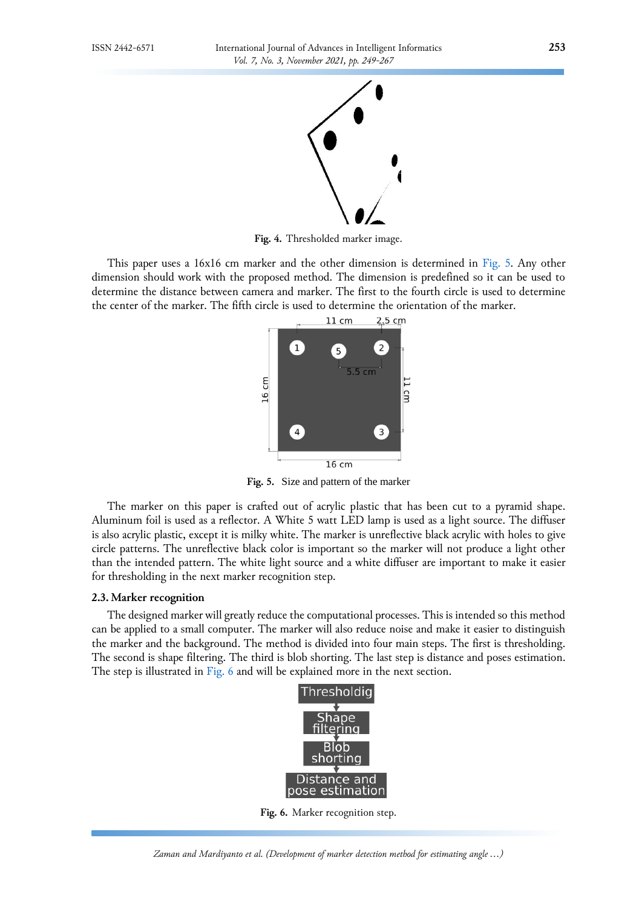Fig. 4. Thresholded marker image.

This paper uses a 16x16 cm marker and the other dimension is determined in Fig. 5. Any other dimension should work with the proposed method. The dimension is predefined so it can be used to determine the distance between camera and marker. The first to the fourth circle is used to determine the center of the marker. The fifth circle is used to determine the orientation of the marker.

Fig. 5. Size and pattern of the marker

The marker on this paper is crafted out of acrylic plastic that has been cut to a pyramid shape. Aluminum foil is used as a reflector. A White 5 watt LED lamp is used as a light source. The diffuser is also acrylic plastic, except it is milky white. The marker is unreflective black acrylic with holes to give circle patterns. The unreflective black color is important so the marker will not produce a light other than the intended pattern. The white light source and a white diffuser are important to make it easier for thresholding in the next marker recognition step.

### 2.3. Marker recognition

The designed marker will greatly reduce the computational processes. This is intended so this method can be applied to a small computer. The marker will also reduce noise and make it easier to distinguish the marker and the background. The method is divided into four main steps. The first is thresholding. The second is shape filtering. The third is blob shorting. The last step is distance and poses estimation. The step is illustrated in Fig. 6 and will be explained more in the next section.

Fig. 6. Marker recognition step.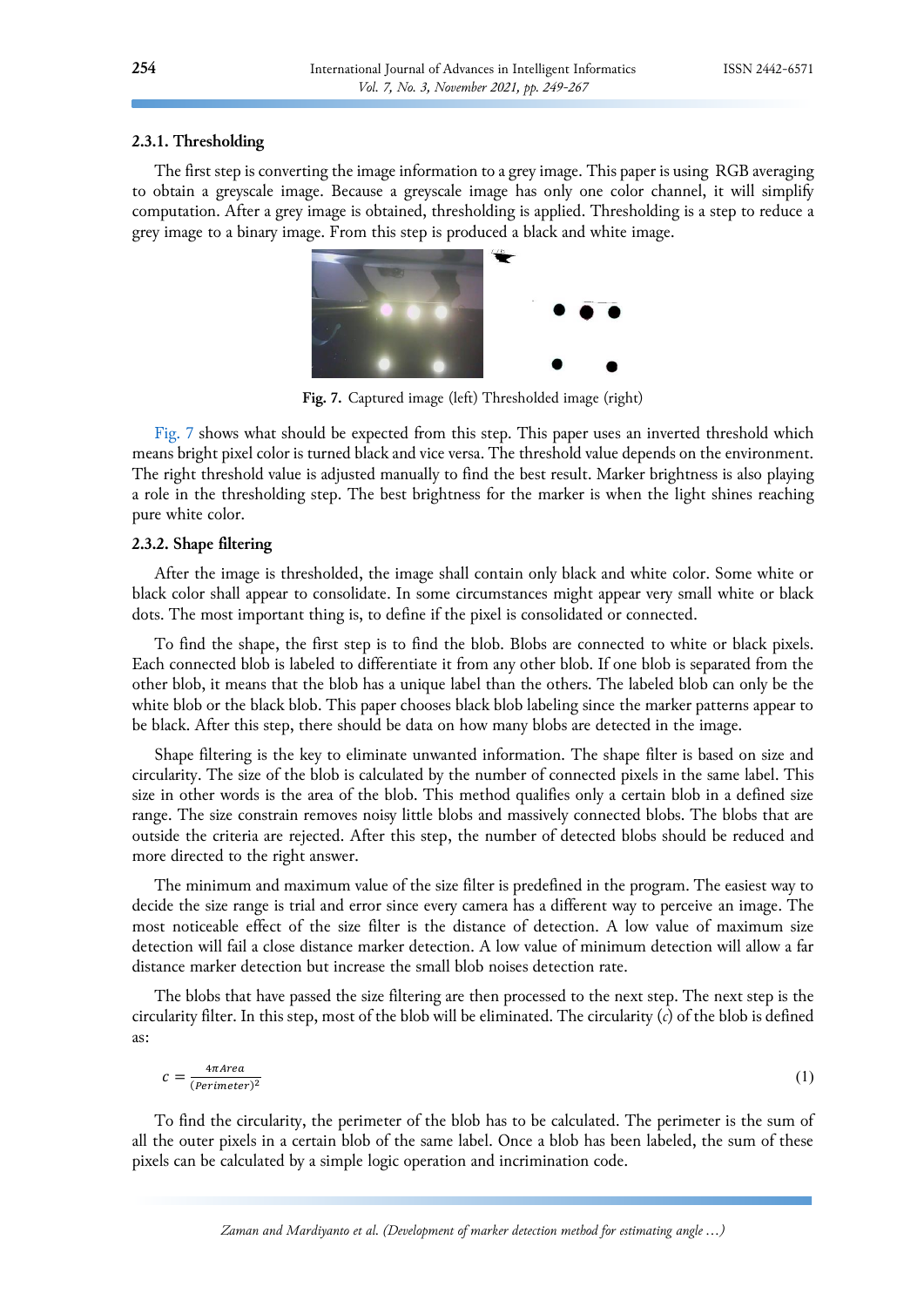#### 2.3.1. Thresholding

The first step is converting the image information to a grey image. This paper is using RGB averaging to obtain a greyscale image. Because a greyscale image has only one color channel, it will simplify computation. After a grey image is obtained, thresholding is applied. Thresholding is a step to reduce a grey image to a binary image. From this step is produced a black and white image.

**Fig. 7.** Captured image (left) Thresholded image (right)

Fig. 7 shows what should be expected from this step. This paper uses an inverted threshold which means bright pixel color is turned black and vice versa. The threshold value depends on the environment. The right threshold value is adjusted manually to find the best result. Marker brightness is also playing a role in the thresholding step. The best brightness for the marker is when the light shines reaching pure white color.

#### 2.3.2. Shape filtering

After the image is thresholded, the image shall contain only black and white color. Some white or black color shall appear to consolidate. In some circumstances might appear very small white or black dots. The most important thing is, to define if the pixel is consolidated or connected.

To find the shape, the first step is to find the blob. Blobs are connected to white or black pixels. Each connected blob is labeled to differentiate it from any other blob. If one blob is separated from the other blob, it means that the blob has a unique label than the others. The labeled blob can only be the white blob or the black blob. This paper chooses black blob labeling since the marker patterns appear to be black. After this step, there should be data on how many blobs are detected in the image.

Shape filtering is the key to eliminate unwanted information. The shape filter is based on size and circularity. The size of the blob is calculated by the number of connected pixels in the same label. This size in other words is the area of the blob. This method qualifies only a certain blob in a defined size range. The size constrain removes noisy little blobs and massively connected blobs. The blobs that are outside the criteria are rejected. After this step, the number of detected blobs should be reduced and more directed to the right answer.

The minimum and maximum value of the size filter is predefined in the program. The easiest way to decide the size range is trial and error since every camera has a different way to perceive an image. The most noticeable effect of the size filter is the distance of detection. A low value of maximum size detection will fail a close distance marker detection. A low value of minimum detection will allow a far distance marker detection but increase the small blob noises detection rate.

The blobs that have passed the size filtering are then processed to the next step. The next step is the circularity filter. In this step, most of the blob will be eliminated. The circularity ($c$) of the blob is defined as:

$$c = \frac{4\pi Area}{(Perimeter)^2} \tag{1}$$

To find the circularity, the perimeter of the blob has to be calculated. The perimeter is the sum of all the outer pixels in a certain blob of the same label. Once a blob has been labeled, the sum of these pixels can be calculated by a simple logic operation and incrimination code.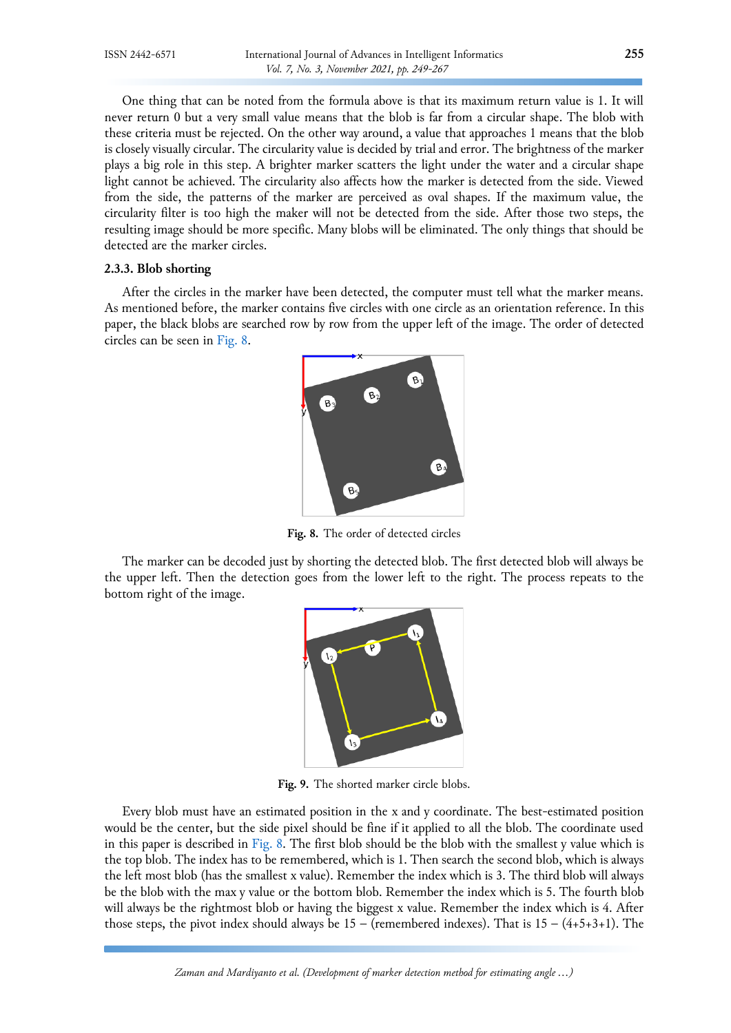One thing that can be noted from the formula above is that its maximum return value is 1. It will never return 0 but a very small value means that the blob is far from a circular shape. The blob with these criteria must be rejected. On the other way around, a value that approaches 1 means that the blob is closely visually circular. The circularity value is decided by trial and error. The brightness of the marker plays a big role in this step. A brighter marker scatters the light under the water and a circular shape light cannot be achieved. The circularity also affects how the marker is detected from the side. Viewed from the side, the patterns of the marker are perceived as oval shapes. If the maximum value, the circularity filter is too high the maker will not be detected from the side. After those two steps, the resulting image should be more specific. Many blobs will be eliminated. The only things that should be detected are the marker circles.

### 2.3.3. Blob shorting

After the circles in the marker have been detected, the computer must tell what the marker means. As mentioned before, the marker contains five circles with one circle as an orientation reference. In this paper, the black blobs are searched row by row from the upper left of the image. The order of detected circles can be seen in Fig. 8.

**Fig. 8.** The order of detected circles

The marker can be decoded just by shorting the detected blob. The first detected blob will always be the upper left. Then the detection goes from the lower left to the right. The process repeats to the bottom right of the image.

**Fig. 9.** The shorted marker circle blobs.

Every blob must have an estimated position in the x and y coordinate. The best-estimated position would be the center, but the side pixel should be fine if it applied to all the blob. The coordinate used in this paper is described in Fig. 8. The first blob should be the blob with the smallest y value which is the top blob. The index has to be remembered, which is 1. Then search the second blob, which is always the left most blob (has the smallest x value). Remember the index which is 3. The third blob will always be the blob with the max y value or the bottom blob. Remember the index which is 5. The fourth blob will always be the rightmost blob or having the biggest x value. Remember the index which is 4. After those steps, the pivot index should always be 15 – (remembered indexes). That is 15 – (4+5+3+1). The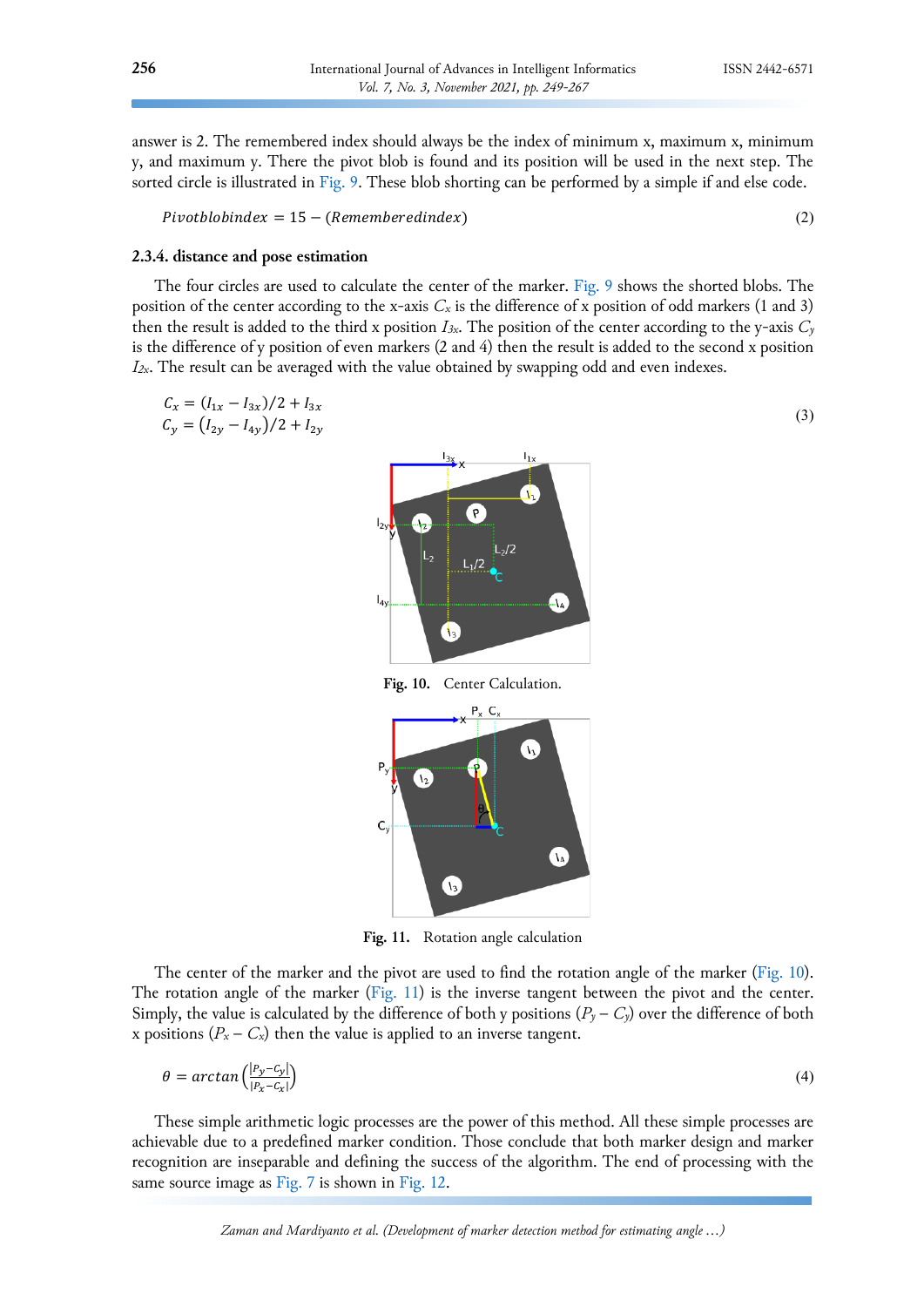answer is 2. The remembered index should always be the index of minimum x, maximum x, minimum y, and maximum y. There the pivot blob is found and its position will be used in the next step. The sorted circle is illustrated in Fig. 9. These blob shorting can be performed by a simple if and else code.

$$Pivotblobindex = 15 - (Rememberedindex) \tag{2}$$

### 2.3.4. distance and pose estimation

The four circles are used to calculate the center of the marker. Fig. 9 shows the shorted blobs. The position of the center according to the x-axis $C_x$ is the difference of x position of odd markers (1 and 3) then the result is added to the third x position $I_{3x}$. The position of the center according to the y-axis $C_y$ is the difference of y position of even markers (2 and 4) then the result is added to the second x position $I_{2x}$. The result can be averaged with the value obtained by swapping odd and even indexes.

$$\begin{aligned} C_x &= (I_{1x} - I_{3x})/2 + I_{3x} \\ C_y &= (I_{2y} - I_{4y})/2 + I_{2y} \end{aligned} \tag{3}$$

**Fig. 10.** Center Calculation.

**Fig. 11.** Rotation angle calculation

The center of the marker and the pivot are used to find the rotation angle of the marker (Fig. 10). The rotation angle of the marker (Fig. 11) is the inverse tangent between the pivot and the center. Simply, the value is calculated by the difference of both y positions ($P_y - C_y$) over the difference of both x positions ($P_x - C_x$) then the value is applied to an inverse tangent.

$$\theta = arctan\left(\frac{|P_y - C_y|}{|P_x - C_x|}\right) \tag{4}$$

These simple arithmetic logic processes are the power of this method. All these simple processes are achievable due to a predefined marker condition. Those conclude that both marker design and marker recognition are inseparable and defining the success of the algorithm. The end of processing with the same source image as Fig. 7 is shown in Fig. 12.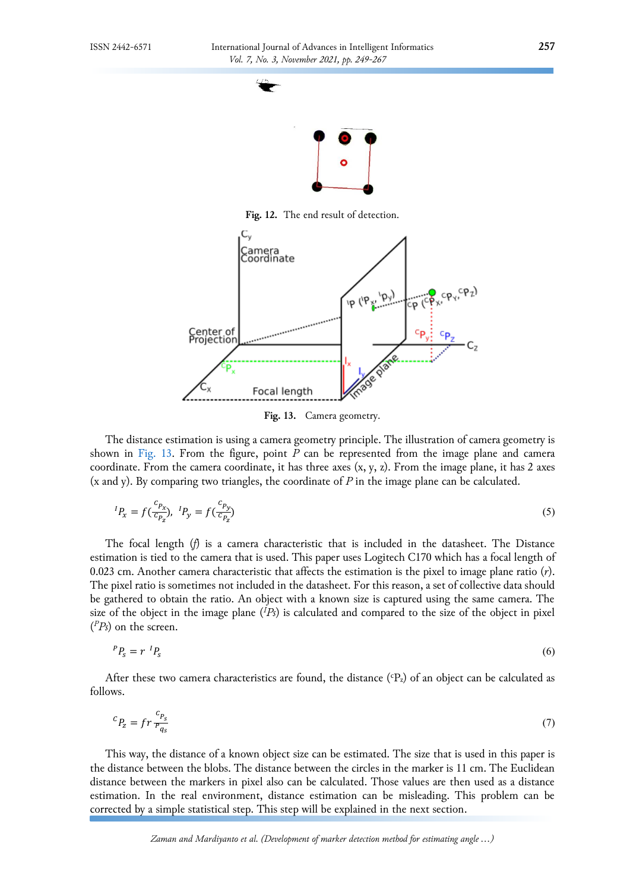Fig. 12. The end result of detection.

Fig. 13. Camera geometry.

The distance estimation is using a camera geometry principle. The illustration of camera geometry is shown in Fig. 13. From the figure, point *P* can be represented from the image plane and camera coordinate. From the camera coordinate, it has three axes (x, y, z). From the image plane, it has 2 axes (x and y). By comparing two triangles, the coordinate of *P* in the image plane can be calculated.

$$ {}^{I}P_x = f(\frac{{}^{C}P_x}{{}^{C}P_z}),\ {}^{I}P_y = f(\frac{{}^{C}P_y}{{}^{C}P_z}) \tag{5} $$

The focal length (*f*) is a camera characteristic that is included in the datasheet. The Distance estimation is tied to the camera that is used. This paper uses Logitech C170 which has a focal length of 0.023 cm. Another camera characteristic that affects the estimation is the pixel to image plane ratio (*r*). The pixel ratio is sometimes not included in the datasheet. For this reason, a set of collective data should be gathered to obtain the ratio. An object with a known size is captured using the same camera. The size of the object in the image plane (${}^{I}P_s$) is calculated and compared to the size of the object in pixel (${}^{P}P_s$) on the screen.

$$ {}^{P}P_s = r\ {}^{I}P_s \tag{6} $$

After these two camera characteristics are found, the distance (${}^{c}P_z$) of an object can be calculated as follows.

$$ {}^{C}P_z = fr\frac{{}^{C}P_s}{{}^{P}{}_{qs}} \tag{7} $$

This way, the distance of a known object size can be estimated. The size that is used in this paper is the distance between the blobs. The distance between the circles in the marker is 11 cm. The Euclidean distance between the markers in pixel also can be calculated. Those values are then used as a distance estimation. In the real environment, distance estimation can be misleading. This problem can be corrected by a simple statistical step. This step will be explained in the next section.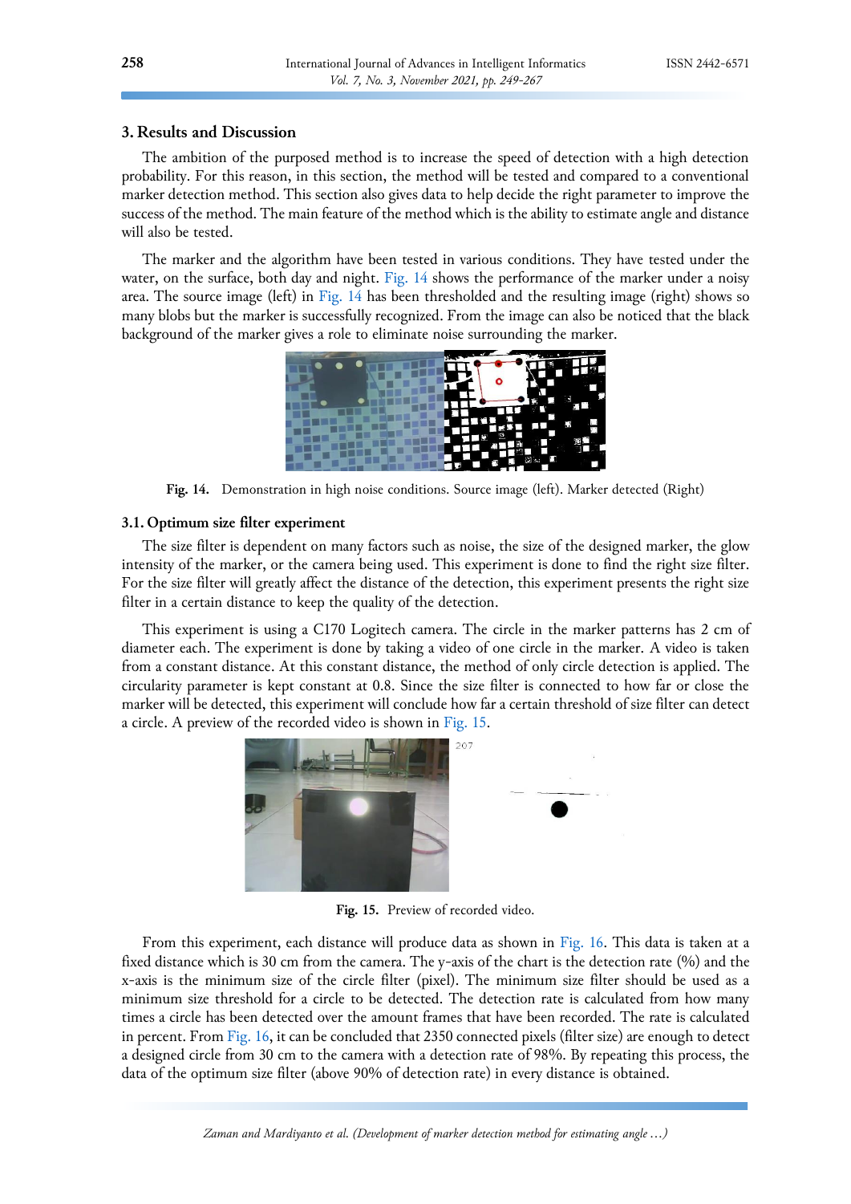## 3. Results and Discussion

The ambition of the purposed method is to increase the speed of detection with a high detection probability. For this reason, in this section, the method will be tested and compared to a conventional marker detection method. This section also gives data to help decide the right parameter to improve the success of the method. The main feature of the method which is the ability to estimate angle and distance will also be tested.

The marker and the algorithm have been tested in various conditions. They have tested under the water, on the surface, both day and night. Fig. 14 shows the performance of the marker under a noisy area. The source image (left) in Fig. 14 has been thresholded and the resulting image (right) shows so many blobs but the marker is successfully recognized. From the image can also be noticed that the black background of the marker gives a role to eliminate noise surrounding the marker.

**Fig. 14.** Demonstration in high noise conditions. Source image (left). Marker detected (Right)

### 3.1. Optimum size filter experiment

The size filter is dependent on many factors such as noise, the size of the designed marker, the glow intensity of the marker, or the camera being used. This experiment is done to find the right size filter. For the size filter will greatly affect the distance of the detection, this experiment presents the right size filter in a certain distance to keep the quality of the detection.

This experiment is using a C170 Logitech camera. The circle in the marker patterns has 2 cm of diameter each. The experiment is done by taking a video of one circle in the marker. A video is taken from a constant distance. At this constant distance, the method of only circle detection is applied. The circularity parameter is kept constant at 0.8. Since the size filter is connected to how far or close the marker will be detected, this experiment will conclude how far a certain threshold of size filter can detect a circle. A preview of the recorded video is shown in Fig. 15.

**Fig. 15.** Preview of recorded video.

From this experiment, each distance will produce data as shown in Fig. 16. This data is taken at a fixed distance which is 30 cm from the camera. The y-axis of the chart is the detection rate (%) and the x-axis is the minimum size of the circle filter (pixel). The minimum size filter should be used as a minimum size threshold for a circle to be detected. The detection rate is calculated from how many times a circle has been detected over the amount frames that have been recorded. The rate is calculated in percent. From Fig. 16, it can be concluded that 2350 connected pixels (filter size) are enough to detect a designed circle from 30 cm to the camera with a detection rate of 98%. By repeating this process, the data of the optimum size filter (above 90% of detection rate) in every distance is obtained.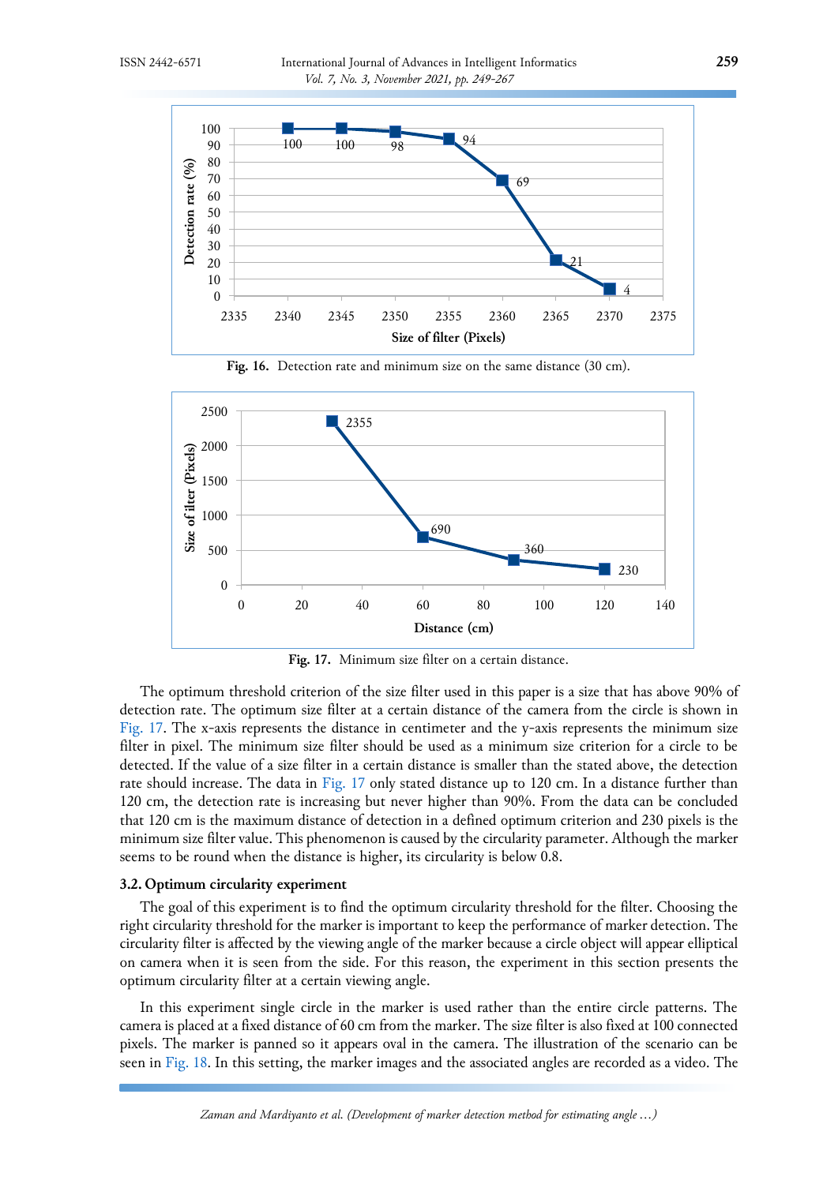Fig. 16. Detection rate and minimum size on the same distance (30 cm).

Fig. 17. Minimum size filter on a certain distance.

The optimum threshold criterion of the size filter used in this paper is a size that has above 90% of detection rate. The optimum size filter at a certain distance of the camera from the circle is shown in Fig. 17. The x-axis represents the distance in centimeter and the y-axis represents the minimum size filter in pixel. The minimum size filter should be used as a minimum size criterion for a circle to be detected. If the value of a size filter in a certain distance is smaller than the stated above, the detection rate should increase. The data in Fig. 17 only stated distance up to 120 cm. In a distance further than 120 cm, the detection rate is increasing but never higher than 90%. From the data can be concluded that 120 cm is the maximum distance of detection in a defined optimum criterion and 230 pixels is the minimum size filter value. This phenomenon is caused by the circularity parameter. Although the marker seems to be round when the distance is higher, its circularity is below 0.8.

### 3.2. Optimum circularity experiment

The goal of this experiment is to find the optimum circularity threshold for the filter. Choosing the right circularity threshold for the marker is important to keep the performance of marker detection. The circularity filter is affected by the viewing angle of the marker because a circle object will appear elliptical on camera when it is seen from the side. For this reason, the experiment in this section presents the optimum circularity filter at a certain viewing angle.

In this experiment single circle in the marker is used rather than the entire circle patterns. The camera is placed at a fixed distance of 60 cm from the marker. The size filter is also fixed at 100 connected pixels. The marker is panned so it appears oval in the camera. The illustration of the scenario can be seen in Fig. 18. In this setting, the marker images and the associated angles are recorded as a video. The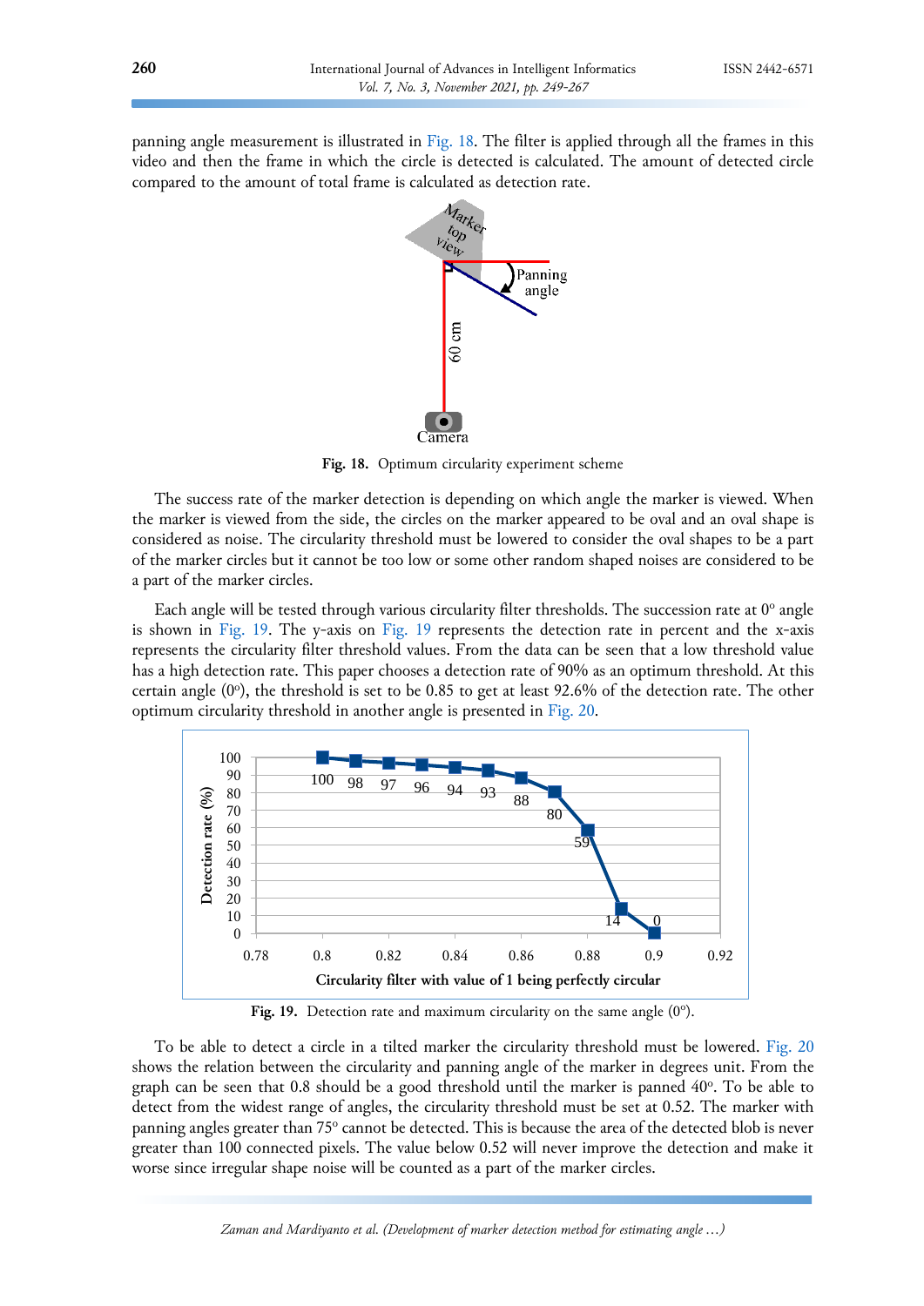panning angle measurement is illustrated in Fig. 18. The filter is applied through all the frames in this video and then the frame in which the circle is detected is calculated. The amount of detected circle compared to the amount of total frame is calculated as detection rate.

**Fig. 18.** Optimum circularity experiment scheme

The success rate of the marker detection is depending on which angle the marker is viewed. When the marker is viewed from the side, the circles on the marker appeared to be oval and an oval shape is considered as noise. The circularity threshold must be lowered to consider the oval shapes to be a part of the marker circles but it cannot be too low or some other random shaped noises are considered to be a part of the marker circles.

Each angle will be tested through various circularity filter thresholds. The succession rate at 0° angle is shown in Fig. 19. The y-axis on Fig. 19 represents the detection rate in percent and the x-axis represents the circularity filter threshold values. From the data can be seen that a low threshold value has a high detection rate. This paper chooses a detection rate of 90% as an optimum threshold. At this certain angle (0°), the threshold is set to be 0.85 to get at least 92.6% of the detection rate. The other optimum circularity threshold in another angle is presented in Fig. 20.

**Fig. 19.** Detection rate and maximum circularity on the same angle (0°).

To be able to detect a circle in a tilted marker the circularity threshold must be lowered. Fig. 20 shows the relation between the circularity and panning angle of the marker in degrees unit. From the graph can be seen that 0.8 should be a good threshold until the marker is panned 40°. To be able to detect from the widest range of angles, the circularity threshold must be set at 0.52. The marker with panning angles greater than 75° cannot be detected. This is because the area of the detected blob is never greater than 100 connected pixels. The value below 0.52 will never improve the detection and make it worse since irregular shape noise will be counted as a part of the marker circles.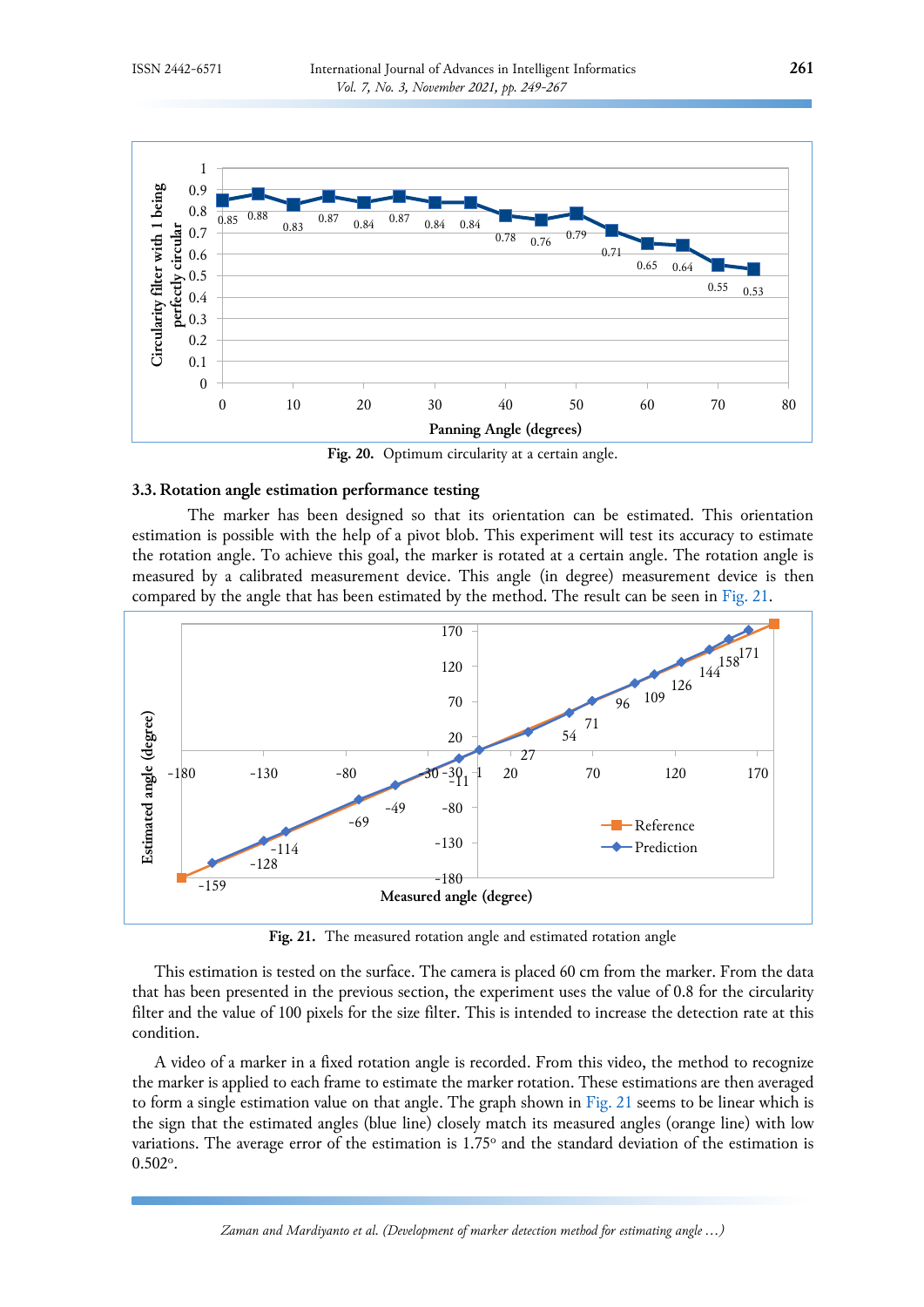Fig. 20. Optimum circularity at a certain angle.

### 3.3. Rotation angle estimation performance testing

The marker has been designed so that its orientation can be estimated. This orientation estimation is possible with the help of a pivot blob. This experiment will test its accuracy to estimate the rotation angle. To achieve this goal, the marker is rotated at a certain angle. The rotation angle is measured by a calibrated measurement device. This angle (in degree) measurement device is then compared by the angle that has been estimated by the method. The result can be seen in Fig. 21.

Fig. 21. The measured rotation angle and estimated rotation angle

This estimation is tested on the surface. The camera is placed 60 cm from the marker. From the data that has been presented in the previous section, the experiment uses the value of 0.8 for the circularity filter and the value of 100 pixels for the size filter. This is intended to increase the detection rate at this condition.

A video of a marker in a fixed rotation angle is recorded. From this video, the method to recognize the marker is applied to each frame to estimate the marker rotation. These estimations are then averaged to form a single estimation value on that angle. The graph shown in Fig. 21 seems to be linear which is the sign that the estimated angles (blue line) closely match its measured angles (orange line) with low variations. The average error of the estimation is 1.75° and the standard deviation of the estimation is 0.502°.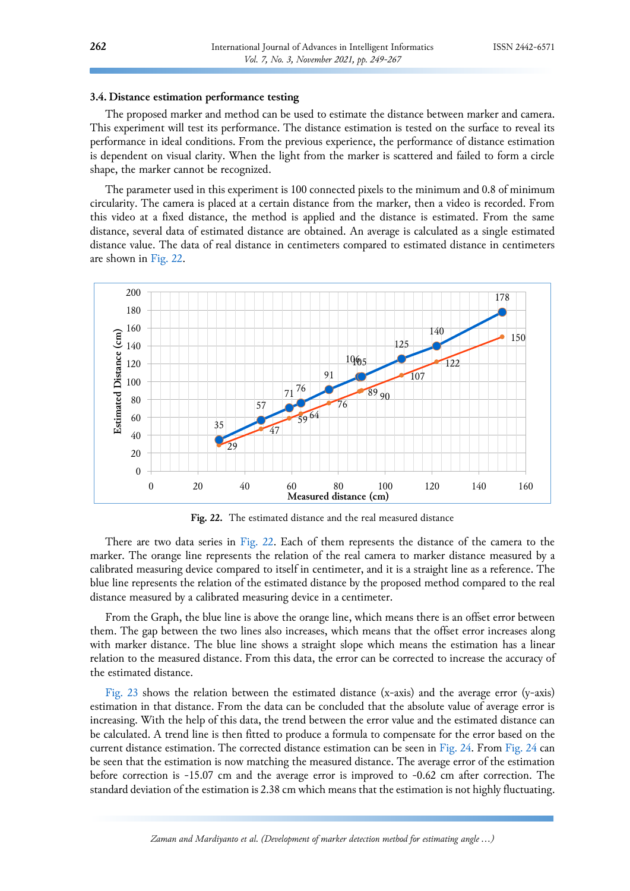### 3.4. Distance estimation performance testing

The proposed marker and method can be used to estimate the distance between marker and camera. This experiment will test its performance. The distance estimation is tested on the surface to reveal its performance in ideal conditions. From the previous experience, the performance of distance estimation is dependent on visual clarity. When the light from the marker is scattered and failed to form a circle shape, the marker cannot be recognized.

The parameter used in this experiment is 100 connected pixels to the minimum and 0.8 of minimum circularity. The camera is placed at a certain distance from the marker, then a video is recorded. From this video at a fixed distance, the method is applied and the distance is estimated. From the same distance, several data of estimated distance are obtained. An average is calculated as a single estimated distance value. The data of real distance in centimeters compared to estimated distance in centimeters are shown in Fig. 22.

**Fig. 22.** The estimated distance and the real measured distance

There are two data series in Fig. 22. Each of them represents the distance of the camera to the marker. The orange line represents the relation of the real camera to marker distance measured by a calibrated measuring device compared to itself in centimeter, and it is a straight line as a reference. The blue line represents the relation of the estimated distance by the proposed method compared to the real distance measured by a calibrated measuring device in a centimeter.

From the Graph, the blue line is above the orange line, which means there is an offset error between them. The gap between the two lines also increases, which means that the offset error increases along with marker distance. The blue line shows a straight slope which means the estimation has a linear relation to the measured distance. From this data, the error can be corrected to increase the accuracy of the estimated distance.

Fig. 23 shows the relation between the estimated distance (x-axis) and the average error (y-axis) estimation in that distance. From the data can be concluded that the absolute value of average error is increasing. With the help of this data, the trend between the error value and the estimated distance can be calculated. A trend line is then fitted to produce a formula to compensate for the error based on the current distance estimation. The corrected distance estimation can be seen in Fig. 24. From Fig. 24 can be seen that the estimation is now matching the measured distance. The average error of the estimation before correction is -15.07 cm and the average error is improved to -0.62 cm after correction. The standard deviation of the estimation is 2.38 cm which means that the estimation is not highly fluctuating.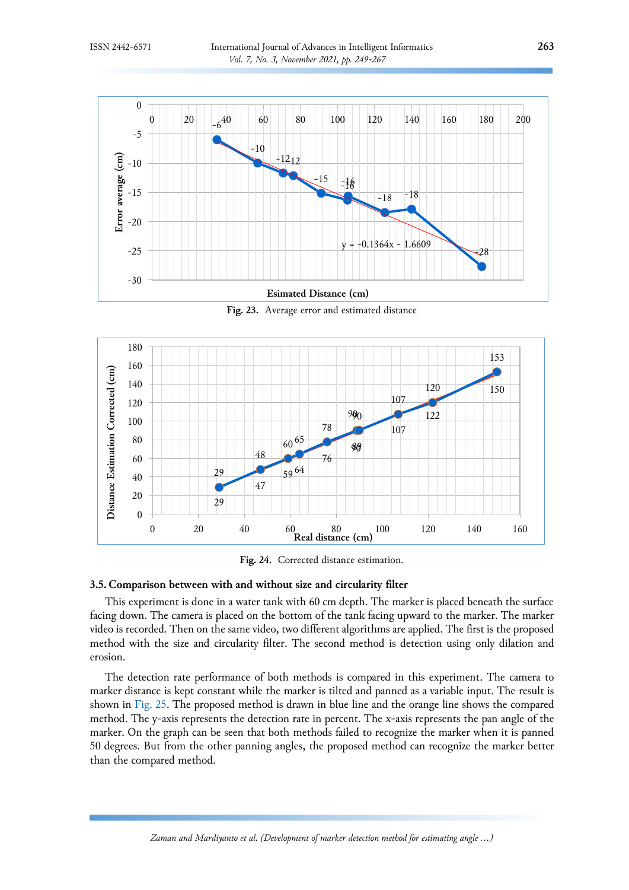Fig. 23. Average error and estimated distance

Fig. 24. Corrected distance estimation.

### 3.5. Comparison between with and without size and circularity filter

This experiment is done in a water tank with 60 cm depth. The marker is placed beneath the surface facing down. The camera is placed on the bottom of the tank facing upward to the marker. The marker video is recorded. Then on the same video, two different algorithms are applied. The first is the proposed method with the size and circularity filter. The second method is detection using only dilation and erosion.

The detection rate performance of both methods is compared in this experiment. The camera to marker distance is kept constant while the marker is tilted and panned as a variable input. The result is shown in Fig. 25. The proposed method is drawn in blue line and the orange line shows the compared method. The y-axis represents the detection rate in percent. The x-axis represents the pan angle of the marker. On the graph can be seen that both methods failed to recognize the marker when it is panned 50 degrees. But from the other panning angles, the proposed method can recognize the marker better than the compared method.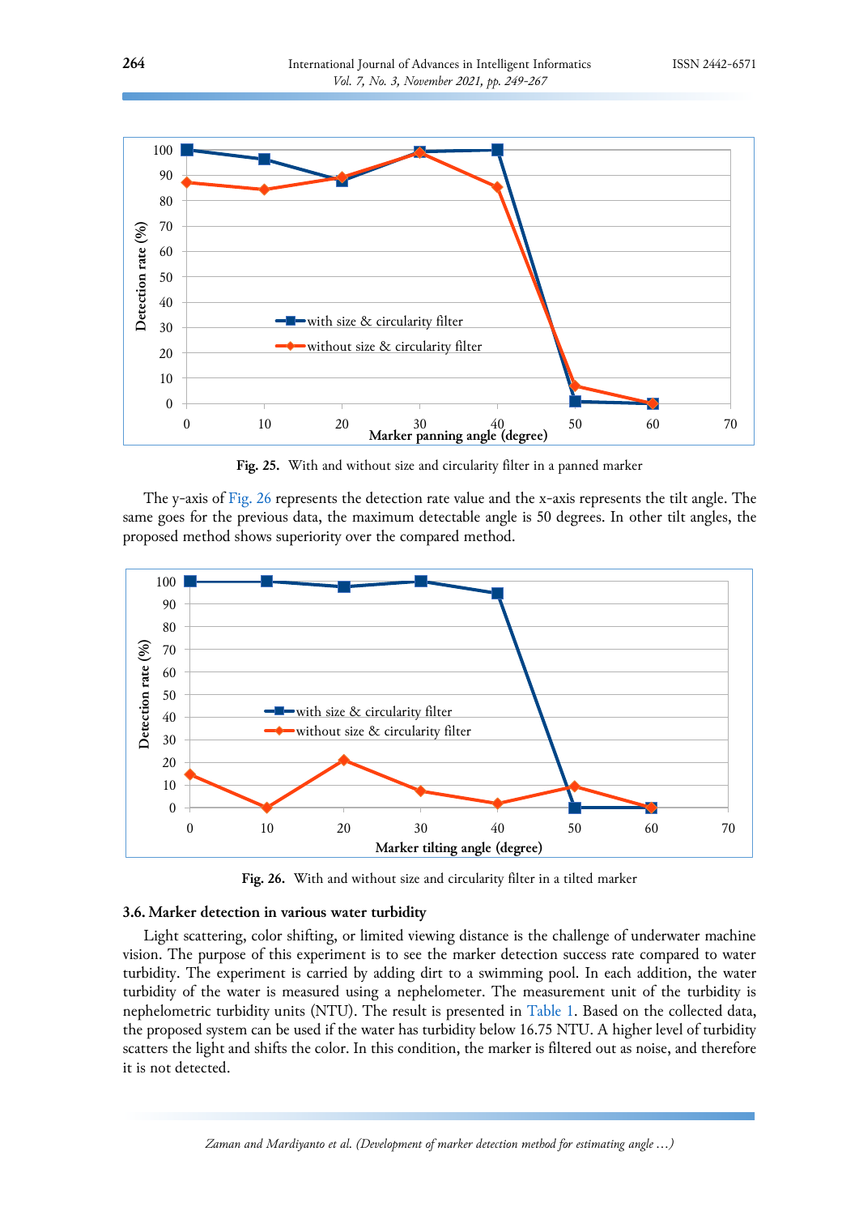Fig. 25. With and without size and circularity filter in a panned marker

The y-axis of Fig. 26 represents the detection rate value and the x-axis represents the tilt angle. The same goes for the previous data, the maximum detectable angle is 50 degrees. In other tilt angles, the proposed method shows superiority over the compared method.

Fig. 26. With and without size and circularity filter in a tilted marker

### 3.6. Marker detection in various water turbidity

Light scattering, color shifting, or limited viewing distance is the challenge of underwater machine vision. The purpose of this experiment is to see the marker detection success rate compared to water turbidity. The experiment is carried by adding dirt to a swimming pool. In each addition, the water turbidity of the water is measured using a nephelometer. The measurement unit of the turbidity is nephelometric turbidity units (NTU). The result is presented in Table 1. Based on the collected data, the proposed system can be used if the water has turbidity below 16.75 NTU. A higher level of turbidity scatters the light and shifts the color. In this condition, the marker is filtered out as noise, and therefore it is not detected.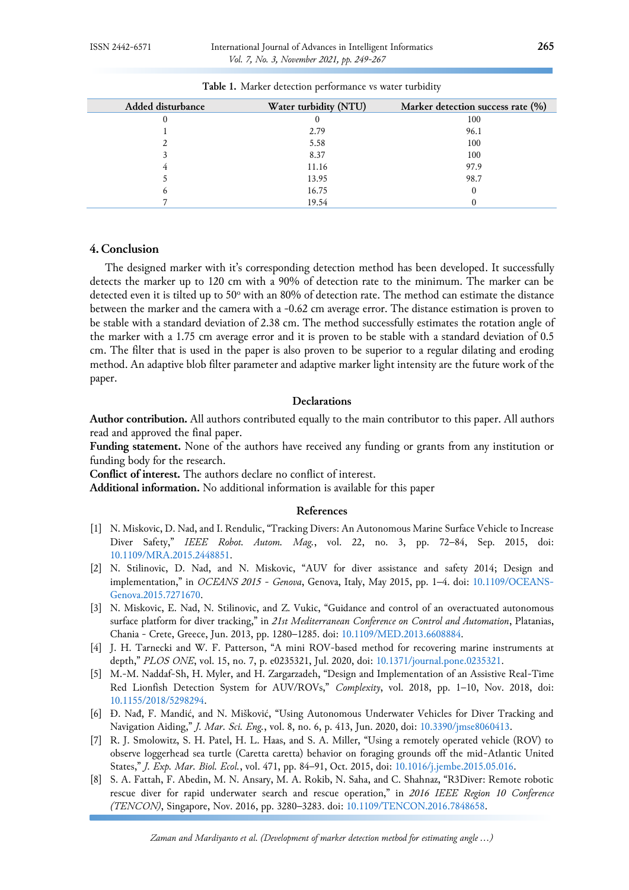Table 1. Marker detection performance vs water turbidity

| Added disturbance | Water turbidity (NTU) | Marker detection success rate (%) |
|---|---|---|
| 0 | 0 | 100 |
| 1 | 2.79 | 96.1 |
| 2 | 5.58 | 100 |
| 3 | 8.37 | 100 |
| 4 | 11.16 | 97.9 |
| 5 | 13.95 | 98.7 |
| 6 | 16.75 | 0 |
| 7 | 19.54 | 0 |

## 4. Conclusion

The designed marker with it's corresponding detection method has been developed. It successfully detects the marker up to 120 cm with a 90% of detection rate to the minimum. The marker can be detected even it is tilted up to 50° with an 80% of detection rate. The method can estimate the distance between the marker and the camera with a -0.62 cm average error. The distance estimation is proven to be stable with a standard deviation of 2.38 cm. The method successfully estimates the rotation angle of the marker with a 1.75 cm average error and it is proven to be stable with a standard deviation of 0.5 cm. The filter that is used in the paper is also proven to be superior to a regular dilating and eroding method. An adaptive blob filter parameter and adaptive marker light intensity are the future work of the paper.

### Declarations

**Author contribution.** All authors contributed equally to the main contributor to this paper. All authors read and approved the final paper.

**Funding statement.** None of the authors have received any funding or grants from any institution or funding body for the research.

**Conflict of interest.** The authors declare no conflict of interest.

**Additional information.** No additional information is available for this paper

### References

[1] N. Miskovic, D. Nad, and I. Rendulic, "Tracking Divers: An Autonomous Marine Surface Vehicle to Increase Diver Safety," *IEEE Robot. Autom. Mag.*, vol. 22, no. 3, pp. 72–84, Sep. 2015, doi: 10.1109/MRA.2015.2448851.

[2] N. Stilinovic, D. Nad, and N. Miskovic, "AUV for diver assistance and safety 2014; Design and implementation," in *OCEANS 2015 - Genova*, Genova, Italy, May 2015, pp. 1–4. doi: 10.1109/OCEANS-Genova.2015.7271670.

[3] N. Miskovic, E. Nad, N. Stilinovic, and Z. Vukic, "Guidance and control of an overactuated autonomous surface platform for diver tracking," in *21st Mediterranean Conference on Control and Automation*, Platanias, Chania - Crete, Greece, Jun. 2013, pp. 1280–1285. doi: 10.1109/MED.2013.6608884.

[4] J. H. Tarnecki and W. F. Patterson, "A mini ROV-based method for recovering marine instruments at depth," *PLOS ONE*, vol. 15, no. 7, p. e0235321, Jul. 2020, doi: 10.1371/journal.pone.0235321.

[5] M.-M. Naddaf-Sh, H. Myler, and H. Zargarzadeh, "Design and Implementation of an Assistive Real-Time Red Lionfish Detection System for AUV/ROVs," *Complexity*, vol. 2018, pp. 1–10, Nov. 2018, doi: 10.1155/2018/5298294.

[6] Đ. Nađ, F. Mandić, and N. Mišković, "Using Autonomous Underwater Vehicles for Diver Tracking and Navigation Aiding," *J. Mar. Sci. Eng.*, vol. 8, no. 6, p. 413, Jun. 2020, doi: 10.3390/jmse8060413.

[7] R. J. Smolowitz, S. H. Patel, H. L. Haas, and S. A. Miller, "Using a remotely operated vehicle (ROV) to observe loggerhead sea turtle (Caretta caretta) behavior on foraging grounds off the mid-Atlantic United States," *J. Exp. Mar. Biol. Ecol.*, vol. 471, pp. 84–91, Oct. 2015, doi: 10.1016/j.jembe.2015.05.016.

[8] S. A. Fattah, F. Abedin, M. N. Ansary, M. A. Rokib, N. Saha, and C. Shahnaz, "R3Diver: Remote robotic rescue diver for rapid underwater search and rescue operation," in *2016 IEEE Region 10 Conference (TENCON)*, Singapore, Nov. 2016, pp. 3280–3283. doi: 10.1109/TENCON.2016.7848658.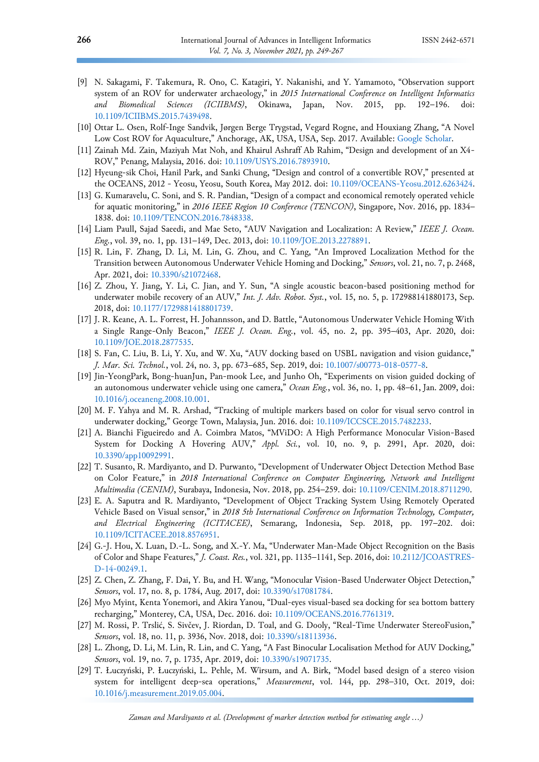[9] N. Sakagami, F. Takemura, R. Ono, C. Katagiri, Y. Nakanishi, and Y. Yamamoto, "Observation support system of an ROV for underwater archaeology," in *2015 International Conference on Intelligent Informatics and Biomedical Sciences (ICIIBMS)*, Okinawa, Japan, Nov. 2015, pp. 192–196. doi: 10.1109/ICIIBMS.2015.7439498.

[10] Ottar L. Osen, Rolf-Inge Sandvik, Jørgen Berge Trygstad, Vegard Rogne, and Houxiang Zhang, "A Novel Low Cost ROV for Aquaculture," Anchorage, AK, USA, USA, Sep. 2017. Available: Google Scholar.

[11] Zainah Md. Zain, Maziyah Mat Noh, and Khairul Ashraff Ab Rahim, "Design and development of an X4-ROV," Penang, Malaysia, 2016. doi: 10.1109/USYS.2016.7893910.

[12] Hyeung-sik Choi, Hanil Park, and Sanki Chung, "Design and control of a convertible ROV," presented at the OCEANS, 2012 - Yeosu, Yeosu, South Korea, May 2012. doi: 10.1109/OCEANS-Yeosu.2012.6263424.

[13] G. Kumaravelu, C. Soni, and S. R. Pandian, "Design of a compact and economical remotely operated vehicle for aquatic monitoring," in *2016 IEEE Region 10 Conference (TENCON)*, Singapore, Nov. 2016, pp. 1834–1838. doi: 10.1109/TENCON.2016.7848338.

[14] Liam Paull, Sajad Saeedi, and Mae Seto, "AUV Navigation and Localization: A Review," *IEEE J. Ocean. Eng.*, vol. 39, no. 1, pp. 131–149, Dec. 2013, doi: 10.1109/JOE.2013.2278891.

[15] R. Lin, F. Zhang, D. Li, M. Lin, G. Zhou, and C. Yang, "An Improved Localization Method for the Transition between Autonomous Underwater Vehicle Homing and Docking," *Sensors*, vol. 21, no. 7, p. 2468, Apr. 2021, doi: 10.3390/s21072468.

[16] Z. Zhou, Y. Jiang, Y. Li, C. Jian, and Y. Sun, "A single acoustic beacon-based positioning method for underwater mobile recovery of an AUV," *Int. J. Adv. Robot. Syst.*, vol. 15, no. 5, p. 172988141880173, Sep. 2018, doi: 10.1177/1729881418801739.

[17] J. R. Keane, A. L. Forrest, H. Johannsson, and D. Battle, "Autonomous Underwater Vehicle Homing With a Single Range-Only Beacon," *IEEE J. Ocean. Eng.*, vol. 45, no. 2, pp. 395–403, Apr. 2020, doi: 10.1109/JOE.2018.2877535.

[18] S. Fan, C. Liu, B. Li, Y. Xu, and W. Xu, "AUV docking based on USBL navigation and vision guidance," *J. Mar. Sci. Technol.*, vol. 24, no. 3, pp. 673–685, Sep. 2019, doi: 10.1007/s00773-018-0577-8.

[19] Jin-YeongPark, Bong-huanJun, Pan-mook Lee, and Junho Oh, "Experiments on vision guided docking of an autonomous underwater vehicle using one camera," *Ocean Eng.*, vol. 36, no. 1, pp. 48–61, Jan. 2009, doi: 10.1016/j.oceaneng.2008.10.001.

[20] M. F. Yahya and M. R. Arshad, "Tracking of multiple markers based on color for visual servo control in underwater docking," George Town, Malaysia, Jun. 2016. doi: 10.1109/ICCSCE.2015.7482233.

[21] A. Bianchi Figueiredo and A. Coimbra Matos, "MViDO: A High Performance Monocular Vision-Based System for Docking A Hovering AUV," *Appl. Sci.*, vol. 10, no. 9, p. 2991, Apr. 2020, doi: 10.3390/app10092991.

[22] T. Susanto, R. Mardiyanto, and D. Purwanto, "Development of Underwater Object Detection Method Base on Color Feature," in *2018 International Conference on Computer Engineering, Network and Intelligent Multimedia (CENIM)*, Surabaya, Indonesia, Nov. 2018, pp. 254–259. doi: 10.1109/CENIM.2018.8711290.

[23] E. A. Saputra and R. Mardiyanto, "Development of Object Tracking System Using Remotely Operated Vehicle Based on Visual sensor," in *2018 5th International Conference on Information Technology, Computer, and Electrical Engineering (ICITACEE)*, Semarang, Indonesia, Sep. 2018, pp. 197–202. doi: 10.1109/ICITACEE.2018.8576951.

[24] G.-J. Hou, X. Luan, D.-L. Song, and X.-Y. Ma, "Underwater Man-Made Object Recognition on the Basis of Color and Shape Features," *J. Coast. Res.*, vol. 321, pp. 1135–1141, Sep. 2016, doi: 10.2112/JCOASTRES-D-14-00249.1.

[25] Z. Chen, Z. Zhang, F. Dai, Y. Bu, and H. Wang, "Monocular Vision-Based Underwater Object Detection," *Sensors*, vol. 17, no. 8, p. 1784, Aug. 2017, doi: 10.3390/s17081784.

[26] Myo Myint, Kenta Yonemori, and Akira Yanou, "Dual-eyes visual-based sea docking for sea bottom battery recharging," Monterey, CA, USA, Dec. 2016. doi: 10.1109/OCEANS.2016.7761319.

[27] M. Rossi, P. Trslić, S. Sivčev, J. Riordan, D. Toal, and G. Dooly, "Real-Time Underwater StereoFusion," *Sensors*, vol. 18, no. 11, p. 3936, Nov. 2018, doi: 10.3390/s18113936.

[28] L. Zhong, D. Li, M. Lin, R. Lin, and C. Yang, "A Fast Binocular Localisation Method for AUV Docking," *Sensors*, vol. 19, no. 7, p. 1735, Apr. 2019, doi: 10.3390/s19071735.

[29] T. Łuczyński, P. Łuczyński, L. Pehle, M. Wirsum, and A. Birk, "Model based design of a stereo vision system for intelligent deep-sea operations," *Measurement*, vol. 144, pp. 298–310, Oct. 2019, doi: 10.1016/j.measurement.2019.05.004.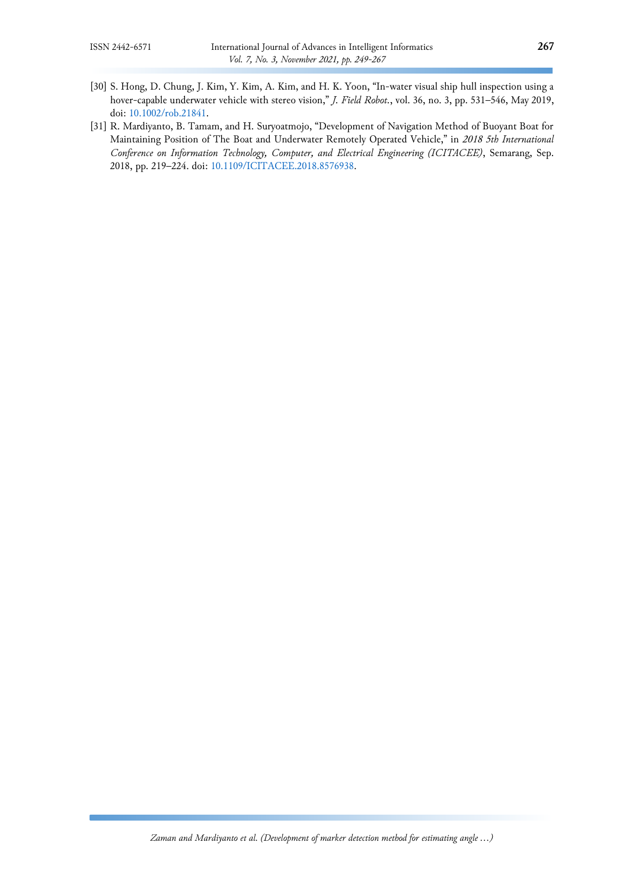[30] S. Hong, D. Chung, J. Kim, Y. Kim, A. Kim, and H. K. Yoon, "In-water visual ship hull inspection using a hover-capable underwater vehicle with stereo vision," *J. Field Robot.*, vol. 36, no. 3, pp. 531–546, May 2019, doi: 10.1002/rob.21841.

[31] R. Mardiyanto, B. Tamam, and H. Suryoatmojo, "Development of Navigation Method of Buoyant Boat for Maintaining Position of The Boat and Underwater Remotely Operated Vehicle," in *2018 5th International Conference on Information Technology, Computer, and Electrical Engineering (ICITACEE)*, Semarang, Sep. 2018, pp. 219–224. doi: 10.1109/ICITACEE.2018.8576938.